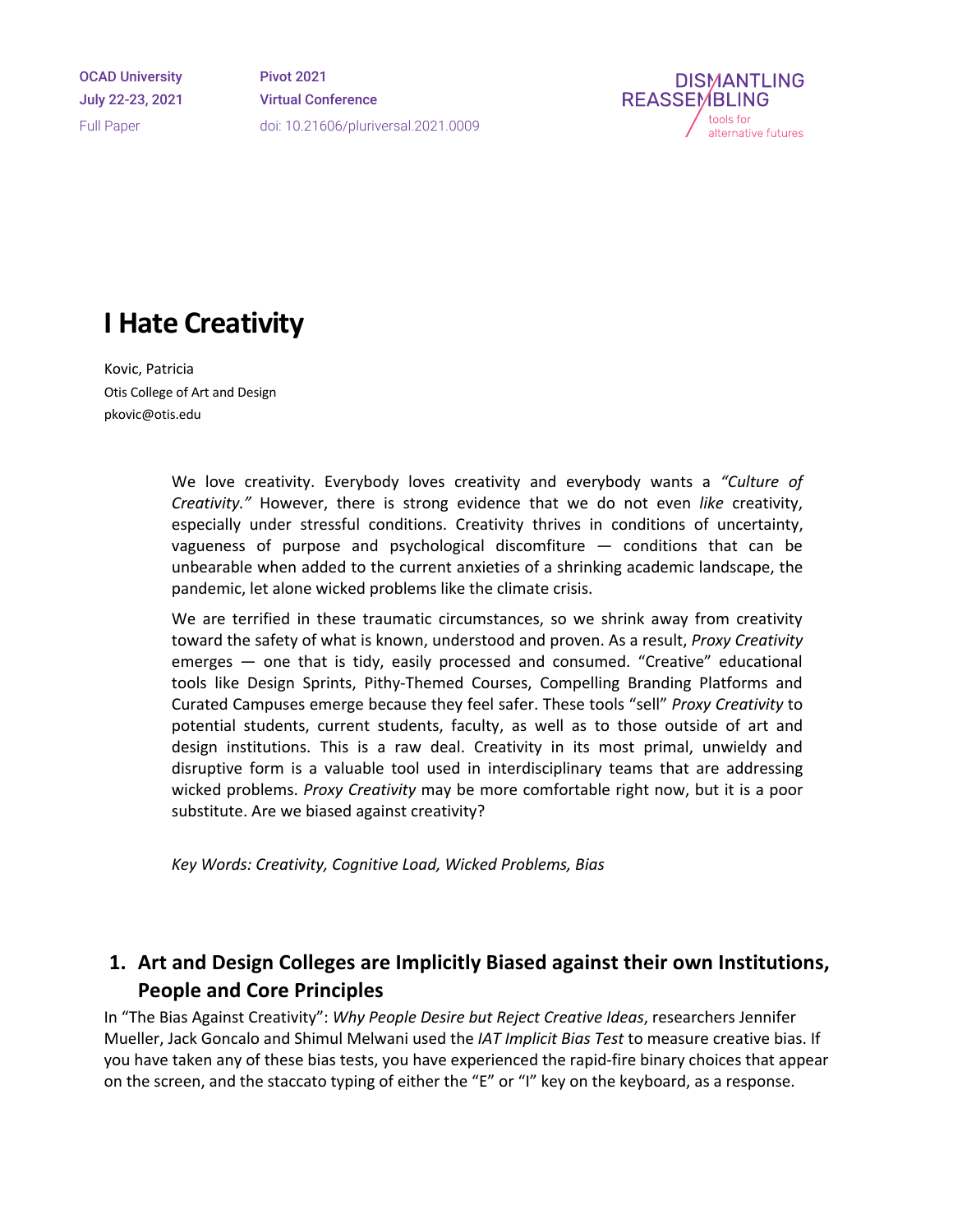# I Hate Creativity

Kovic, Patricia

Otis College of Art and Design

pkovic@otis.edu

We love creativity. Everybody loves creativity and everybody wants a *"Culture of Creativity."* However, there is strong evidence that we do not even *like* creativity, especially under stressful conditions. Creativity thrives in conditions of uncertainty, vagueness of purpose and psychological discomfiture — conditions that can be unbearable when added to the current anxieties of a shrinking academic landscape, the pandemic, let alone wicked problems like the climate crisis.

We are terrified in these traumatic circumstances, so we shrink away from creativity toward the safety of what is known, understood and proven. As a result, *Proxy Creativity* emerges — one that is tidy, easily processed and consumed. "Creative" educational tools like Design Sprints, Pithy-Themed Courses, Compelling Branding Platforms and Curated Campuses emerge because they feel safer. These tools "sell" *Proxy Creativity* to potential students, current students, faculty, as well as to those outside of art and design institutions. This is a raw deal. Creativity in its most primal, unwieldy and disruptive form is a valuable tool used in interdisciplinary teams that are addressing wicked problems. *Proxy Creativity* may be more comfortable right now, but it is a poor substitute. Are we biased against creativity?

*Key Words: Creativity, Cognitive Load, Wicked Problems, Bias*

## 1. Art and Design Colleges are Implicitly Biased against their own Institutions, People and Core Principles

In "The Bias Against Creativity": *Why People Desire but Reject Creative Ideas*, researchers Jennifer Mueller, Jack Goncalo and Shimul Melwani used the *IAT Implicit Bias Test* to measure creative bias. If you have taken any of these bias tests, you have experienced the rapid-fire binary choices that appear on the screen, and the staccato typing of either the "E" or "I" key on the keyboard, as a response.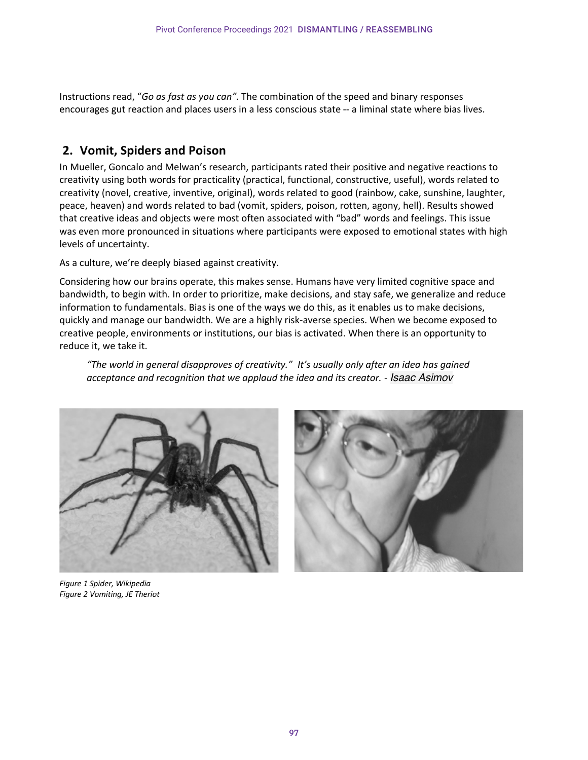Instructions read, "*Go as fast as you can"*. The combination of the speed and binary responses encourages gut reaction and places users in a less conscious state -- a liminal state where bias lives.

## 2. Vomit, Spiders and Poison

In Mueller, Goncalo and Melwan's research, participants rated their positive and negative reactions to creativity using both words for practicality (practical, functional, constructive, useful), words related to creativity (novel, creative, inventive, original), words related to good (rainbow, cake, sunshine, laughter, peace, heaven) and words related to bad (vomit, spiders, poison, rotten, agony, hell). Results showed that creative ideas and objects were most often associated with "bad" words and feelings. This issue was even more pronounced in situations where participants were exposed to emotional states with high levels of uncertainty.

As a culture, we're deeply biased against creativity.

Considering how our brains operate, this makes sense. Humans have very limited cognitive space and bandwidth, to begin with. In order to prioritize, make decisions, and stay safe, we generalize and reduce information to fundamentals. Bias is one of the ways we do this, as it enables us to make decisions, quickly and manage our bandwidth. We are a highly risk-averse species. When we become exposed to creative people, environments or institutions, our bias is activated. When there is an opportunity to reduce it, we take it.

> *"The world in general disapproves of creativity." It's usually only after an idea has gained acceptance and recognition that we applaud the idea and its creator.* - *Isaac Asimov*

*Figure 1 Spider, Wikipedia*
*Figure 2 Vomiting, JE Theriot*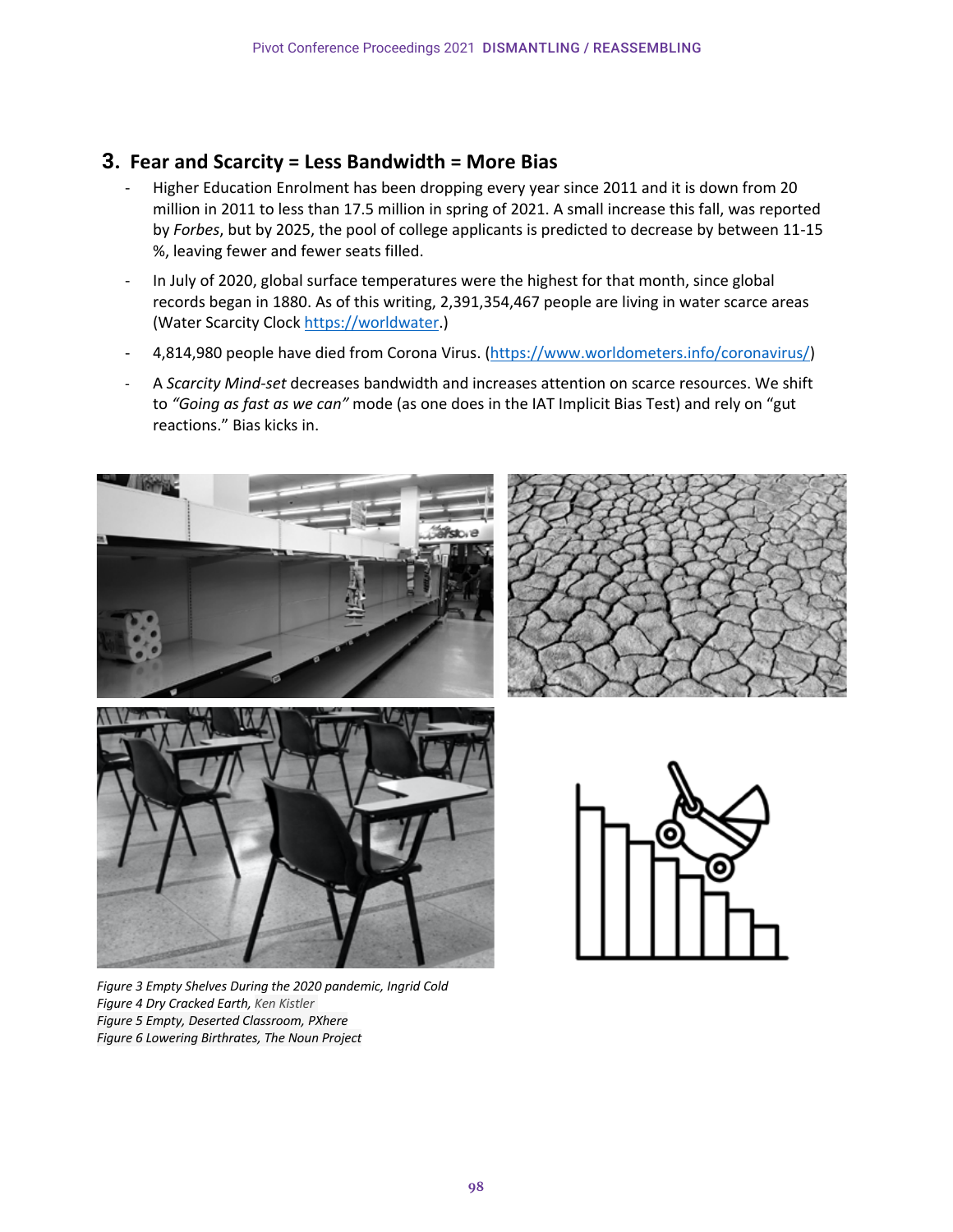## 3. Fear and Scarcity = Less Bandwidth = More Bias

- Higher Education Enrolment has been dropping every year since 2011 and it is down from 20 million in 2011 to less than 17.5 million in spring of 2021. A small increase this fall, was reported by *Forbes*, but by 2025, the pool of college applicants is predicted to decrease by between 11-15 %, leaving fewer and fewer seats filled.
- In July of 2020, global surface temperatures were the highest for that month, since global records began in 1880. As of this writing, 2,391,354,467 people are living in water scarce areas (Water Scarcity Clock https://worldwater.)
- 4,814,980 people have died from Corona Virus. (https://www.worldometers.info/coronavirus/)
- A *Scarcity Mind-set* decreases bandwidth and increases attention on scarce resources. We shift to *"Going as fast as we can"* mode (as one does in the IAT Implicit Bias Test) and rely on "gut reactions." Bias kicks in.

*Figure 3 Empty Shelves During the 2020 pandemic, Ingrid Cold*
*Figure 4 Dry Cracked Earth, Ken Kistler*
*Figure 5 Empty, Deserted Classroom, PXhere*
*Figure 6 Lowering Birthrates, The Noun Project*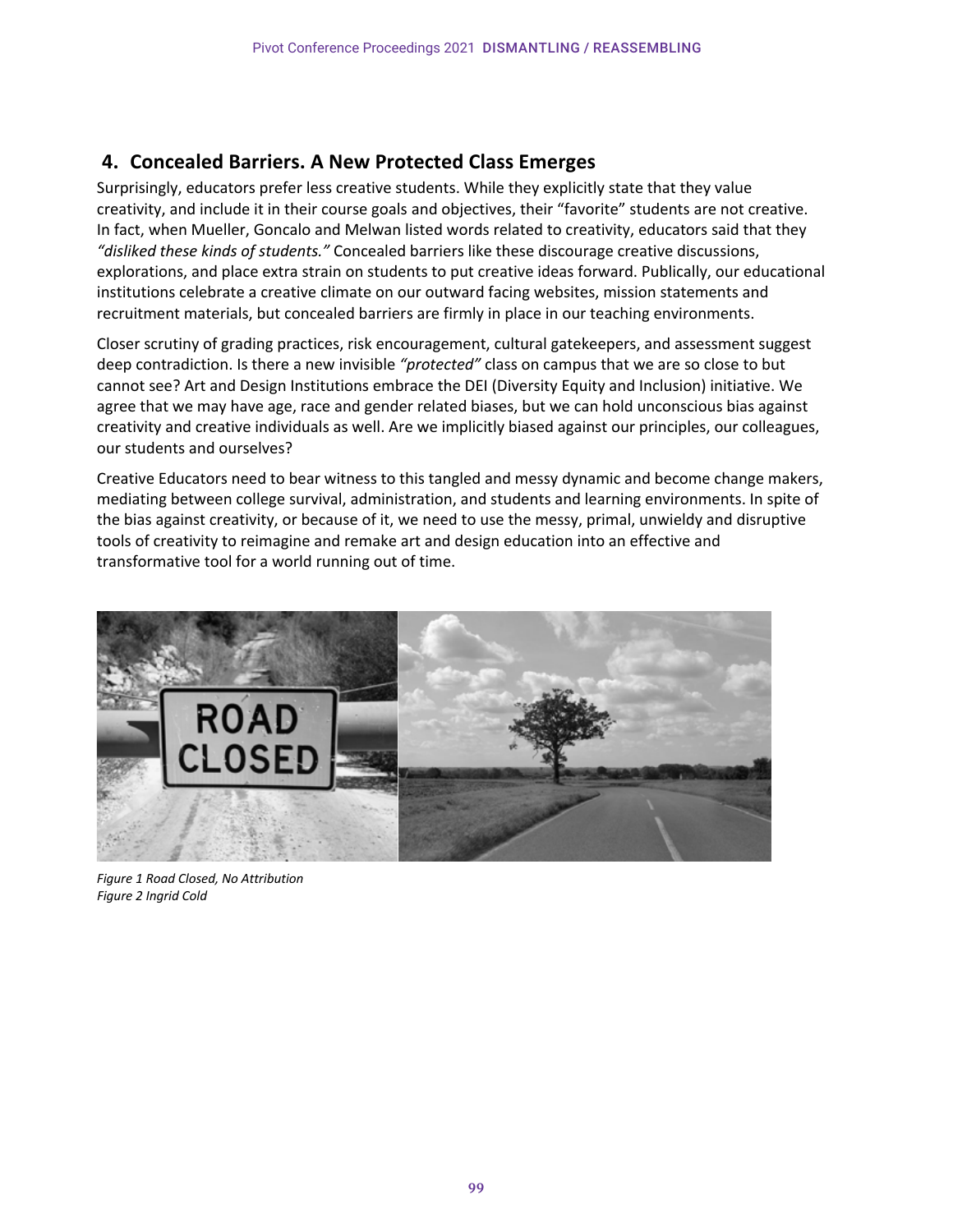## 4. Concealed Barriers. A New Protected Class Emerges

Surprisingly, educators prefer less creative students. While they explicitly state that they value creativity, and include it in their course goals and objectives, their "favorite" students are not creative. In fact, when Mueller, Goncalo and Melwan listed words related to creativity, educators said that they *"disliked these kinds of students."* Concealed barriers like these discourage creative discussions, explorations, and place extra strain on students to put creative ideas forward. Publically, our educational institutions celebrate a creative climate on our outward facing websites, mission statements and recruitment materials, but concealed barriers are firmly in place in our teaching environments.

Closer scrutiny of grading practices, risk encouragement, cultural gatekeepers, and assessment suggest deep contradiction. Is there a new invisible *"protected"* class on campus that we are so close to but cannot see? Art and Design Institutions embrace the DEI (Diversity Equity and Inclusion) initiative. We agree that we may have age, race and gender related biases, but we can hold unconscious bias against creativity and creative individuals as well. Are we implicitly biased against our principles, our colleagues, our students and ourselves?

Creative Educators need to bear witness to this tangled and messy dynamic and become change makers, mediating between college survival, administration, and students and learning environments. In spite of the bias against creativity, or because of it, we need to use the messy, primal, unwieldy and disruptive tools of creativity to reimagine and remake art and design education into an effective and transformative tool for a world running out of time.

*Figure 1 Road Closed, No Attribution*
*Figure 2 Ingrid Cold*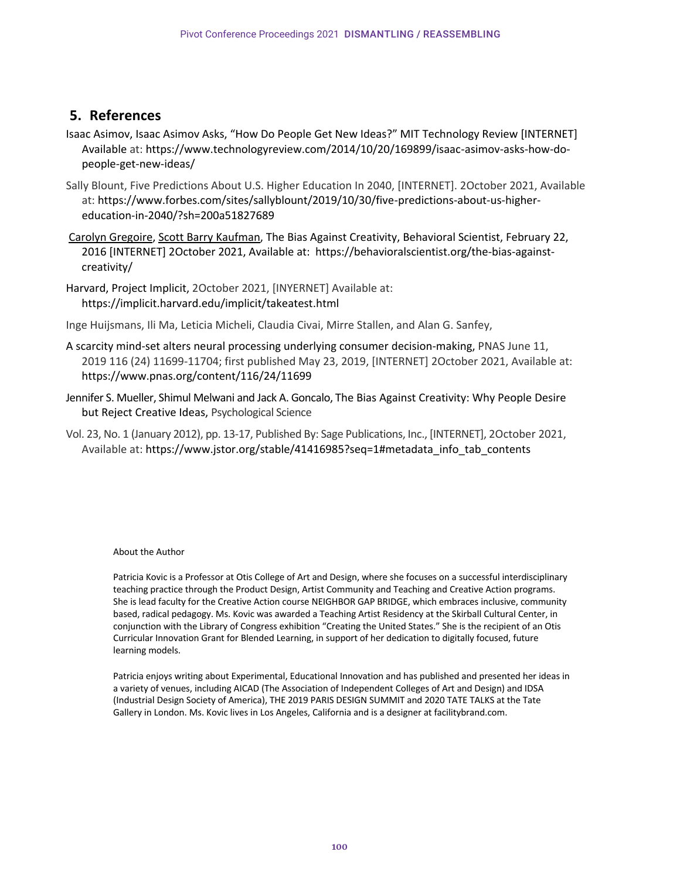## 5. References

Isaac Asimov, Isaac Asimov Asks, "How Do People Get New Ideas?" MIT Technology Review [INTERNET] Available at: https://www.technologyreview.com/2014/10/20/169899/isaac-asimov-asks-how-do-people-get-new-ideas/

Sally Blount, Five Predictions About U.S. Higher Education In 2040, [INTERNET]. 2October 2021, Available at: https://www.forbes.com/sites/sallyblount/2019/10/30/five-predictions-about-us-higher-education-in-2040/?sh=200a51827689

Carolyn Gregoire, Scott Barry Kaufman, The Bias Against Creativity, Behavioral Scientist, February 22, 2016 [INTERNET] 2October 2021, Available at: https://behavioralscientist.org/the-bias-against-creativity/

Harvard, Project Implicit, 2October 2021, [INYERNET] Available at: https://implicit.harvard.edu/implicit/takeatest.html

Inge Huijsmans, Ili Ma, Leticia Micheli, Claudia Civai, Mirre Stallen, and Alan G. Sanfey,

A scarcity mind-set alters neural processing underlying consumer decision-making, PNAS June 11, 2019 116 (24) 11699-11704; first published May 23, 2019, [INTERNET] 2October 2021, Available at: https://www.pnas.org/content/116/24/11699

Jennifer S. Mueller, Shimul Melwani and Jack A. Goncalo, The Bias Against Creativity: Why People Desire but Reject Creative Ideas, Psychological Science

Vol. 23, No. 1 (January 2012), pp. 13-17, Published By: Sage Publications, Inc., [INTERNET], 2October 2021, Available at: https://www.jstor.org/stable/41416985?seq=1#metadata_info_tab_contents

About the Author

Patricia Kovic is a Professor at Otis College of Art and Design, where she focuses on a successful interdisciplinary teaching practice through the Product Design, Artist Community and Teaching and Creative Action programs. She is lead faculty for the Creative Action course NEIGHBOR GAP BRIDGE, which embraces inclusive, community based, radical pedagogy. Ms. Kovic was awarded a Teaching Artist Residency at the Skirball Cultural Center, in conjunction with the Library of Congress exhibition "Creating the United States." She is the recipient of an Otis Curricular Innovation Grant for Blended Learning, in support of her dedication to digitally focused, future learning models.

Patricia enjoys writing about Experimental, Educational Innovation and has published and presented her ideas in a variety of venues, including AICAD (The Association of Independent Colleges of Art and Design) and IDSA (Industrial Design Society of America), THE 2019 PARIS DESIGN SUMMIT and 2020 TATE TALKS at the Tate Gallery in London. Ms. Kovic lives in Los Angeles, California and is a designer at facilitybrand.com.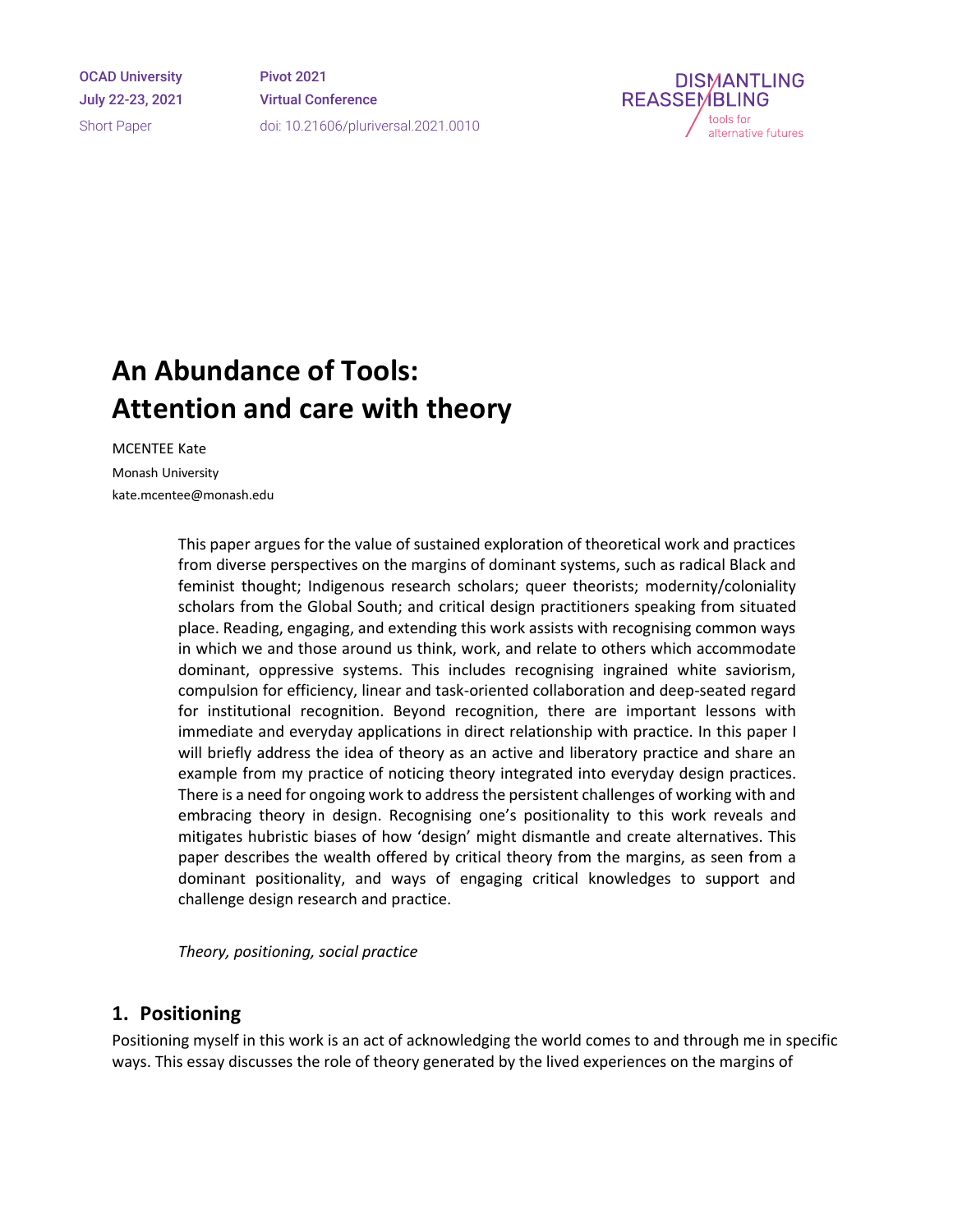# An Abundance of Tools: Attention and care with theory

MCENTEE Kate

Monash University

kate.mcentee@monash.edu

This paper argues for the value of sustained exploration of theoretical work and practices from diverse perspectives on the margins of dominant systems, such as radical Black and feminist thought; Indigenous research scholars; queer theorists; modernity/coloniality scholars from the Global South; and critical design practitioners speaking from situated place. Reading, engaging, and extending this work assists with recognising common ways in which we and those around us think, work, and relate to others which accommodate dominant, oppressive systems. This includes recognising ingrained white saviorism, compulsion for efficiency, linear and task-oriented collaboration and deep-seated regard for institutional recognition. Beyond recognition, there are important lessons with immediate and everyday applications in direct relationship with practice. In this paper I will briefly address the idea of theory as an active and liberatory practice and share an example from my practice of noticing theory integrated into everyday design practices. There is a need for ongoing work to address the persistent challenges of working with and embracing theory in design. Recognising one's positionality to this work reveals and mitigates hubristic biases of how 'design' might dismantle and create alternatives. This paper describes the wealth offered by critical theory from the margins, as seen from a dominant positionality, and ways of engaging critical knowledges to support and challenge design research and practice.

*Theory, positioning, social practice*

## 1. Positioning

Positioning myself in this work is an act of acknowledging the world comes to and through me in specific ways. This essay discusses the role of theory generated by the lived experiences on the margins of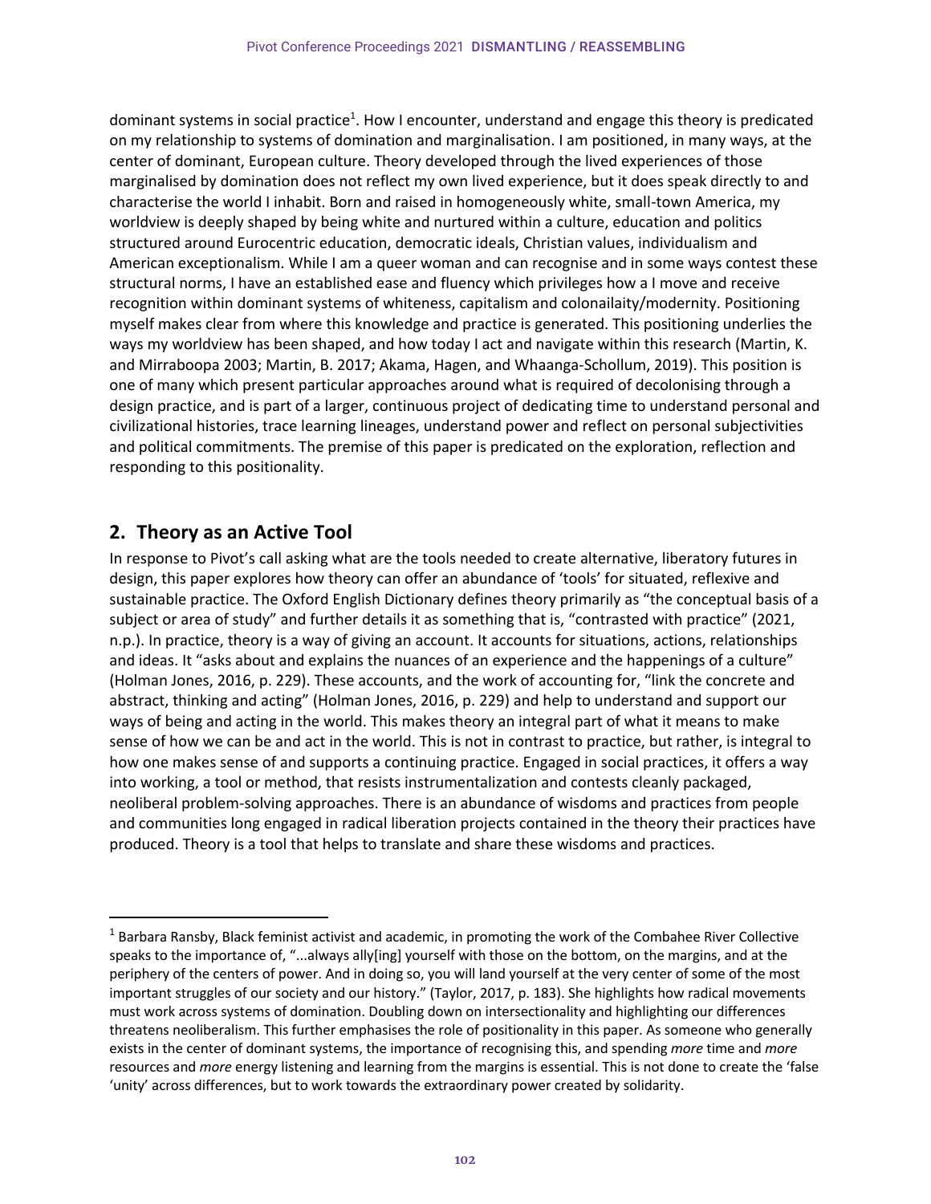dominant systems in social practice[1]. How I encounter, understand and engage this theory is predicated on my relationship to systems of domination and marginalisation. I am positioned, in many ways, at the center of dominant, European culture. Theory developed through the lived experiences of those marginalised by domination does not reflect my own lived experience, but it does speak directly to and characterise the world I inhabit. Born and raised in homogeneously white, small-town America, my worldview is deeply shaped by being white and nurtured within a culture, education and politics structured around Eurocentric education, democratic ideals, Christian values, individualism and American exceptionalism. While I am a queer woman and can recognise and in some ways contest these structural norms, I have an established ease and fluency which privileges how a I move and receive recognition within dominant systems of whiteness, capitalism and colonailaity/modernity. Positioning myself makes clear from where this knowledge and practice is generated. This positioning underlies the ways my worldview has been shaped, and how today I act and navigate within this research (Martin, K. and Mirraboopa 2003; Martin, B. 2017; Akama, Hagen, and Whaanga-Schollum, 2019). This position is one of many which present particular approaches around what is required of decolonising through a design practice, and is part of a larger, continuous project of dedicating time to understand personal and civilizational histories, trace learning lineages, understand power and reflect on personal subjectivities and political commitments. The premise of this paper is predicated on the exploration, reflection and responding to this positionality.

## 2. Theory as an Active Tool

In response to Pivot's call asking what are the tools needed to create alternative, liberatory futures in design, this paper explores how theory can offer an abundance of 'tools' for situated, reflexive and sustainable practice. The Oxford English Dictionary defines theory primarily as "the conceptual basis of a subject or area of study" and further details it as something that is, "contrasted with practice" (2021, n.p.). In practice, theory is a way of giving an account. It accounts for situations, actions, relationships and ideas. It "asks about and explains the nuances of an experience and the happenings of a culture" (Holman Jones, 2016, p. 229). These accounts, and the work of accounting for, "link the concrete and abstract, thinking and acting" (Holman Jones, 2016, p. 229) and help to understand and support our ways of being and acting in the world. This makes theory an integral part of what it means to make sense of how we can be and act in the world. This is not in contrast to practice, but rather, is integral to how one makes sense of and supports a continuing practice. Engaged in social practices, it offers a way into working, a tool or method, that resists instrumentalization and contests cleanly packaged, neoliberal problem-solving approaches. There is an abundance of wisdoms and practices from people and communities long engaged in radical liberation projects contained in the theory their practices have produced. Theory is a tool that helps to translate and share these wisdoms and practices.

---

[1] Barbara Ransby, Black feminist activist and academic, in promoting the work of the Combahee River Collective speaks to the importance of, "...always ally[ing] yourself with those on the bottom, on the margins, and at the periphery of the centers of power. And in doing so, you will land yourself at the very center of some of the most important struggles of our society and our history." (Taylor, 2017, p. 183). She highlights how radical movements must work across systems of domination. Doubling down on intersectionality and highlighting our differences threatens neoliberalism. This further emphasises the role of positionality in this paper. As someone who generally exists in the center of dominant systems, the importance of recognising this, and spending *more* time and *more* resources and *more* energy listening and learning from the margins is essential. This is not done to create the 'false 'unity' across differences, but to work towards the extraordinary power created by solidarity.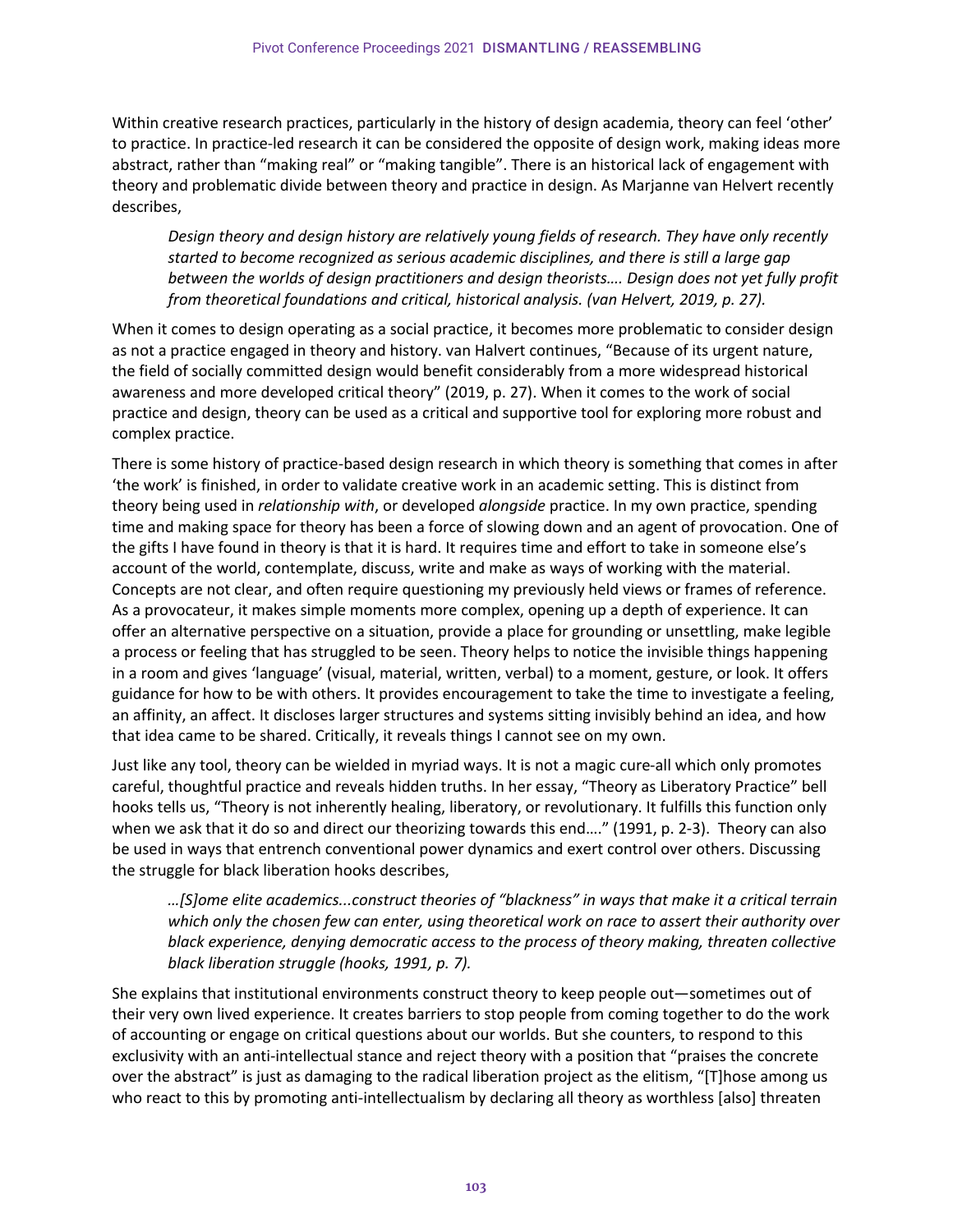Within creative research practices, particularly in the history of design academia, theory can feel 'other' to practice. In practice-led research it can be considered the opposite of design work, making ideas more abstract, rather than "making real" or "making tangible". There is an historical lack of engagement with theory and problematic divide between theory and practice in design. As Marjanne van Helvert recently describes,

> *Design theory and design history are relatively young fields of research. They have only recently started to become recognized as serious academic disciplines, and there is still a large gap between the worlds of design practitioners and design theorists…. Design does not yet fully profit from theoretical foundations and critical, historical analysis. (van Helvert, 2019, p. 27).*

When it comes to design operating as a social practice, it becomes more problematic to consider design as not a practice engaged in theory and history. van Halvert continues, "Because of its urgent nature, the field of socially committed design would benefit considerably from a more widespread historical awareness and more developed critical theory" (2019, p. 27). When it comes to the work of social practice and design, theory can be used as a critical and supportive tool for exploring more robust and complex practice.

There is some history of practice-based design research in which theory is something that comes in after 'the work' is finished, in order to validate creative work in an academic setting. This is distinct from theory being used in *relationship with*, or developed *alongside* practice. In my own practice, spending time and making space for theory has been a force of slowing down and an agent of provocation. One of the gifts I have found in theory is that it is hard. It requires time and effort to take in someone else's account of the world, contemplate, discuss, write and make as ways of working with the material. Concepts are not clear, and often require questioning my previously held views or frames of reference. As a provocateur, it makes simple moments more complex, opening up a depth of experience. It can offer an alternative perspective on a situation, provide a place for grounding or unsettling, make legible a process or feeling that has struggled to be seen. Theory helps to notice the invisible things happening in a room and gives 'language' (visual, material, written, verbal) to a moment, gesture, or look. It offers guidance for how to be with others. It provides encouragement to take the time to investigate a feeling, an affinity, an affect. It discloses larger structures and systems sitting invisibly behind an idea, and how that idea came to be shared. Critically, it reveals things I cannot see on my own.

Just like any tool, theory can be wielded in myriad ways. It is not a magic cure-all which only promotes careful, thoughtful practice and reveals hidden truths. In her essay, "Theory as Liberatory Practice" bell hooks tells us, "Theory is not inherently healing, liberatory, or revolutionary. It fulfills this function only when we ask that it do so and direct our theorizing towards this end…." (1991, p. 2-3). Theory can also be used in ways that entrench conventional power dynamics and exert control over others. Discussing the struggle for black liberation hooks describes,

> *…[S]ome elite academics...construct theories of "blackness" in ways that make it a critical terrain which only the chosen few can enter, using theoretical work on race to assert their authority over black experience, denying democratic access to the process of theory making, threaten collective black liberation struggle (hooks, 1991, p. 7).*

She explains that institutional environments construct theory to keep people out—sometimes out of their very own lived experience. It creates barriers to stop people from coming together to do the work of accounting or engage on critical questions about our worlds. But she counters, to respond to this exclusivity with an anti-intellectual stance and reject theory with a position that "praises the concrete over the abstract" is just as damaging to the radical liberation project as the elitism, "[T]hose among us who react to this by promoting anti-intellectualism by declaring all theory as worthless [also] threaten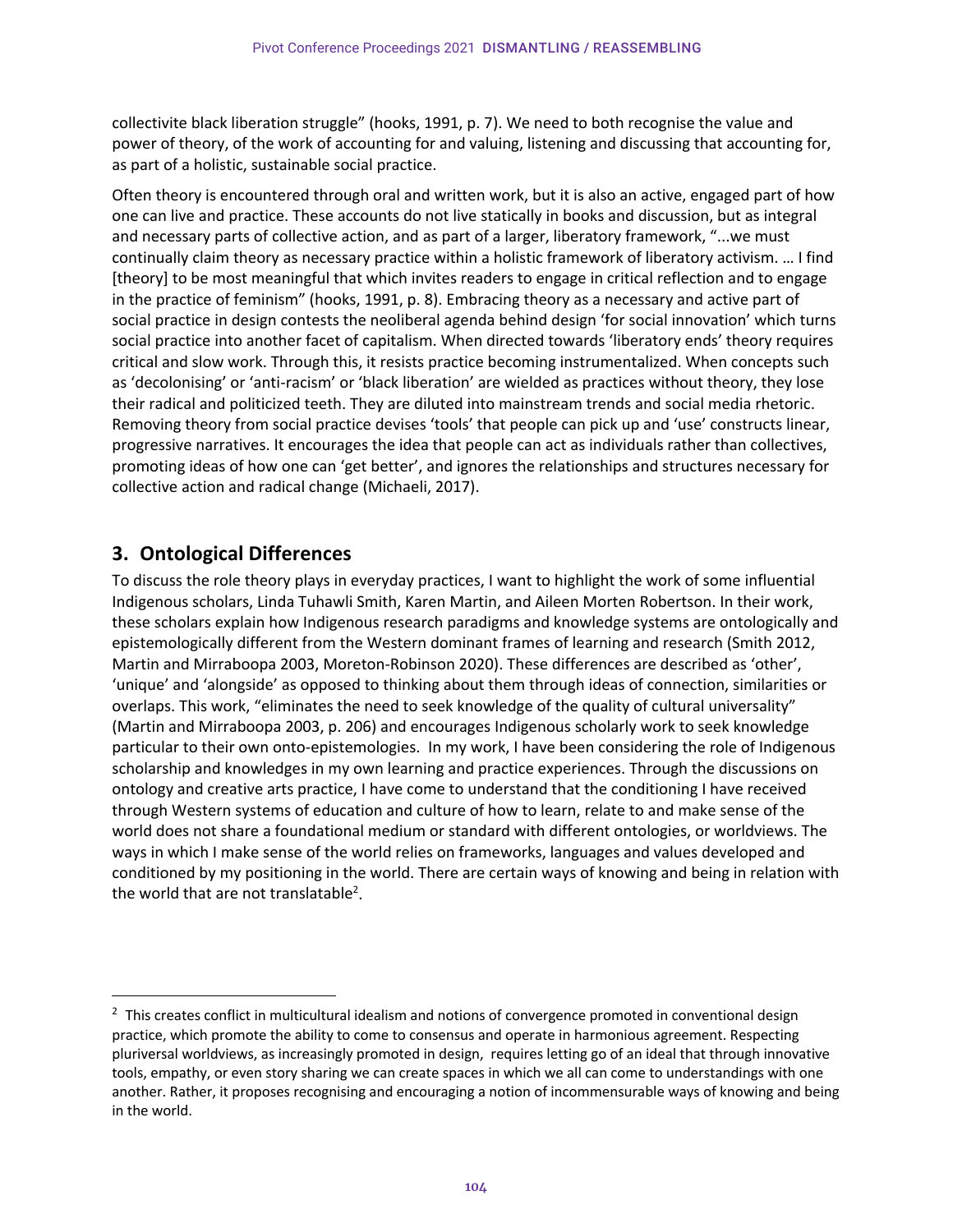collectivite black liberation struggle" (hooks, 1991, p. 7). We need to both recognise the value and power of theory, of the work of accounting for and valuing, listening and discussing that accounting for, as part of a holistic, sustainable social practice.

Often theory is encountered through oral and written work, but it is also an active, engaged part of how one can live and practice. These accounts do not live statically in books and discussion, but as integral and necessary parts of collective action, and as part of a larger, liberatory framework, "...we must continually claim theory as necessary practice within a holistic framework of liberatory activism. … I find [theory] to be most meaningful that which invites readers to engage in critical reflection and to engage in the practice of feminism" (hooks, 1991, p. 8). Embracing theory as a necessary and active part of social practice in design contests the neoliberal agenda behind design 'for social innovation' which turns social practice into another facet of capitalism. When directed towards 'liberatory ends' theory requires critical and slow work. Through this, it resists practice becoming instrumentalized. When concepts such as 'decolonising' or 'anti-racism' or 'black liberation' are wielded as practices without theory, they lose their radical and politicized teeth. They are diluted into mainstream trends and social media rhetoric. Removing theory from social practice devises 'tools' that people can pick up and 'use' constructs linear, progressive narratives. It encourages the idea that people can act as individuals rather than collectives, promoting ideas of how one can 'get better', and ignores the relationships and structures necessary for collective action and radical change (Michaeli, 2017).

## 3. Ontological Differences

To discuss the role theory plays in everyday practices, I want to highlight the work of some influential Indigenous scholars, Linda Tuhawli Smith, Karen Martin, and Aileen Morten Robertson. In their work, these scholars explain how Indigenous research paradigms and knowledge systems are ontologically and epistemologically different from the Western dominant frames of learning and research (Smith 2012, Martin and Mirraboopa 2003, Moreton-Robinson 2020). These differences are described as 'other', 'unique' and 'alongside' as opposed to thinking about them through ideas of connection, similarities or overlaps. This work, "eliminates the need to seek knowledge of the quality of cultural universality" (Martin and Mirraboopa 2003, p. 206) and encourages Indigenous scholarly work to seek knowledge particular to their own onto-epistemologies. In my work, I have been considering the role of Indigenous scholarship and knowledges in my own learning and practice experiences. Through the discussions on ontology and creative arts practice, I have come to understand that the conditioning I have received through Western systems of education and culture of how to learn, relate to and make sense of the world does not share a foundational medium or standard with different ontologies, or worldviews. The ways in which I make sense of the world relies on frameworks, languages and values developed and conditioned by my positioning in the world. There are certain ways of knowing and being in relation with the world that are not translatable[2].

[2] This creates conflict in multicultural idealism and notions of convergence promoted in conventional design practice, which promote the ability to come to consensus and operate in harmonious agreement. Respecting pluriversal worldviews, as increasingly promoted in design, requires letting go of an ideal that through innovative tools, empathy, or even story sharing we can create spaces in which we all can come to understandings with one another. Rather, it proposes recognising and encouraging a notion of incommensurable ways of knowing and being in the world.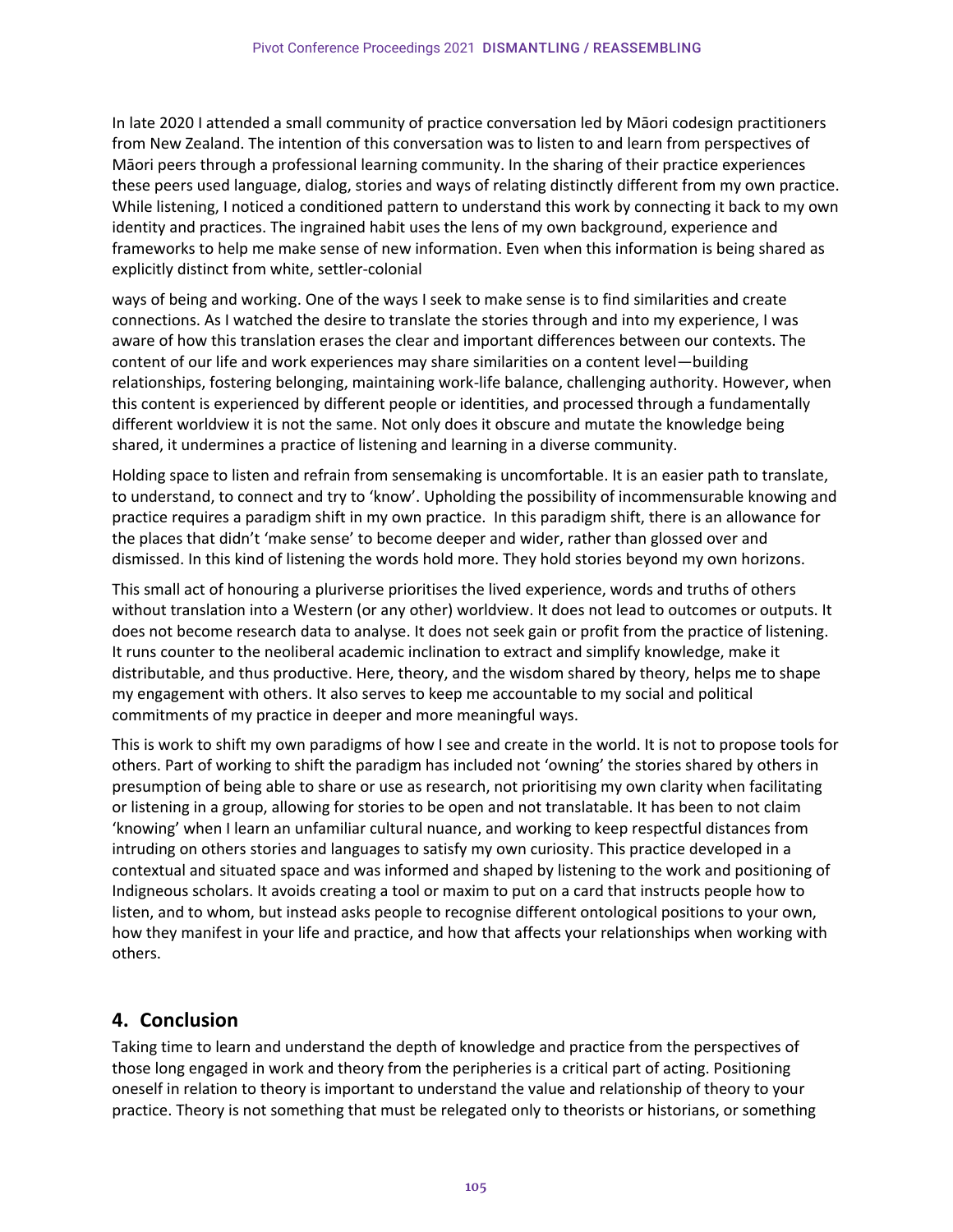In late 2020 I attended a small community of practice conversation led by Māori codesign practitioners from New Zealand. The intention of this conversation was to listen to and learn from perspectives of Māori peers through a professional learning community. In the sharing of their practice experiences these peers used language, dialog, stories and ways of relating distinctly different from my own practice. While listening, I noticed a conditioned pattern to understand this work by connecting it back to my own identity and practices. The ingrained habit uses the lens of my own background, experience and frameworks to help me make sense of new information. Even when this information is being shared as explicitly distinct from white, settler-colonial ways of being and working. One of the ways I seek to make sense is to find similarities and create connections. As I watched the desire to translate the stories through and into my experience, I was aware of how this translation erases the clear and important differences between our contexts. The content of our life and work experiences may share similarities on a content level—building relationships, fostering belonging, maintaining work-life balance, challenging authority. However, when this content is experienced by different people or identities, and processed through a fundamentally different worldview it is not the same. Not only does it obscure and mutate the knowledge being shared, it undermines a practice of listening and learning in a diverse community.

Holding space to listen and refrain from sensemaking is uncomfortable. It is an easier path to translate, to understand, to connect and try to 'know'. Upholding the possibility of incommensurable knowing and practice requires a paradigm shift in my own practice. In this paradigm shift, there is an allowance for the places that didn't 'make sense' to become deeper and wider, rather than glossed over and dismissed. In this kind of listening the words hold more. They hold stories beyond my own horizons.

This small act of honouring a pluriverse prioritises the lived experience, words and truths of others without translation into a Western (or any other) worldview. It does not lead to outcomes or outputs. It does not become research data to analyse. It does not seek gain or profit from the practice of listening. It runs counter to the neoliberal academic inclination to extract and simplify knowledge, make it distributable, and thus productive. Here, theory, and the wisdom shared by theory, helps me to shape my engagement with others. It also serves to keep me accountable to my social and political commitments of my practice in deeper and more meaningful ways.

This is work to shift my own paradigms of how I see and create in the world. It is not to propose tools for others. Part of working to shift the paradigm has included not 'owning' the stories shared by others in presumption of being able to share or use as research, not prioritising my own clarity when facilitating or listening in a group, allowing for stories to be open and not translatable. It has been to not claim 'knowing' when I learn an unfamiliar cultural nuance, and working to keep respectful distances from intruding on others stories and languages to satisfy my own curiosity. This practice developed in a contextual and situated space and was informed and shaped by listening to the work and positioning of Indigneous scholars. It avoids creating a tool or maxim to put on a card that instructs people how to listen, and to whom, but instead asks people to recognise different ontological positions to your own, how they manifest in your life and practice, and how that affects your relationships when working with others.

## 4. Conclusion

Taking time to learn and understand the depth of knowledge and practice from the perspectives of those long engaged in work and theory from the peripheries is a critical part of acting. Positioning oneself in relation to theory is important to understand the value and relationship of theory to your practice. Theory is not something that must be relegated only to theorists or historians, or something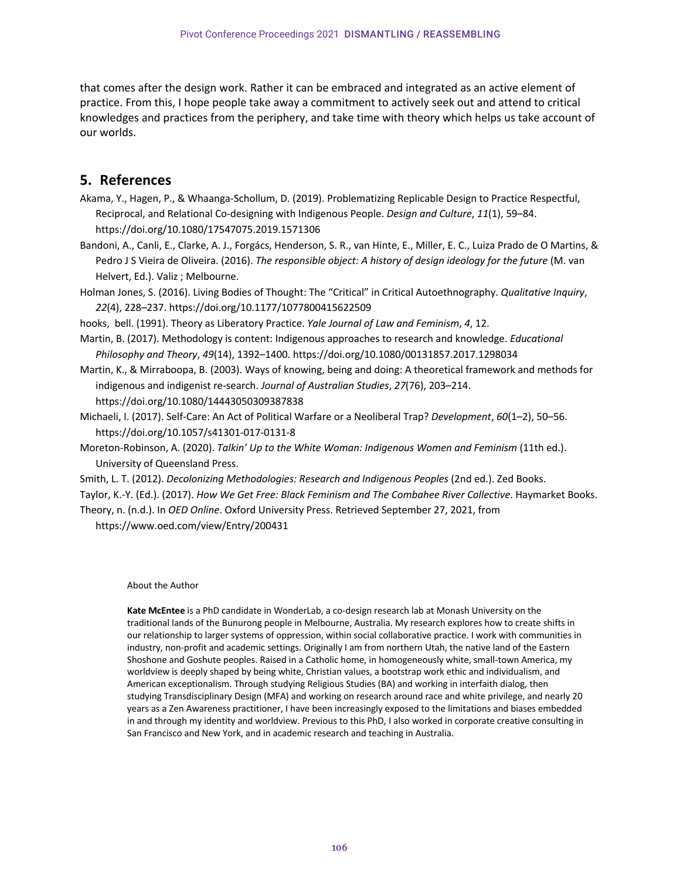that comes after the design work. Rather it can be embraced and integrated as an active element of practice. From this, I hope people take away a commitment to actively seek out and attend to critical knowledges and practices from the periphery, and take time with theory which helps us take account of our worlds.

## 5. References

Akama, Y., Hagen, P., & Whaanga-Schollum, D. (2019). Problematizing Replicable Design to Practice Respectful, Reciprocal, and Relational Co-designing with Indigenous People. *Design and Culture*, *11*(1), 59–84. https://doi.org/10.1080/17547075.2019.1571306

Bandoni, A., Canli, E., Clarke, A. J., Forgács, Henderson, S. R., van Hinte, E., Miller, E. C., Luiza Prado de O Martins, & Pedro J S Vieira de Oliveira. (2016). *The responsible object: A history of design ideology for the future* (M. van Helvert, Ed.). Valiz ; Melbourne.

Holman Jones, S. (2016). Living Bodies of Thought: The "Critical" in Critical Autoethnography. *Qualitative Inquiry*, *22*(4), 228–237. https://doi.org/10.1177/1077800415622509

hooks, bell. (1991). Theory as Liberatory Practice. *Yale Journal of Law and Feminism*, *4*, 12.

Martin, B. (2017). Methodology is content: Indigenous approaches to research and knowledge. *Educational Philosophy and Theory*, *49*(14), 1392–1400. https://doi.org/10.1080/00131857.2017.1298034

Martin, K., & Mirraboopa, B. (2003). Ways of knowing, being and doing: A theoretical framework and methods for indigenous and indigenist re-search. *Journal of Australian Studies*, *27*(76), 203–214. https://doi.org/10.1080/14443050309387838

Michaeli, I. (2017). Self-Care: An Act of Political Warfare or a Neoliberal Trap? *Development*, *60*(1–2), 50–56. https://doi.org/10.1057/s41301-017-0131-8

Moreton-Robinson, A. (2020). *Talkin' Up to the White Woman: Indigenous Women and Feminism* (11th ed.). University of Queensland Press.

Smith, L. T. (2012). *Decolonizing Methodologies: Research and Indigenous Peoples* (2nd ed.). Zed Books.

Taylor, K.-Y. (Ed.). (2017). *How We Get Free: Black Feminism and The Combahee River Collective*. Haymarket Books.

Theory, n. (n.d.). In *OED Online*. Oxford University Press. Retrieved September 27, 2021, from https://www.oed.com/view/Entry/200431

About the Author

**Kate McEntee** is a PhD candidate in WonderLab, a co-design research lab at Monash University on the traditional lands of the Bunurong people in Melbourne, Australia. My research explores how to create shifts in our relationship to larger systems of oppression, within social collaborative practice. I work with communities in industry, non-profit and academic settings. Originally I am from northern Utah, the native land of the Eastern Shoshone and Goshute peoples. Raised in a Catholic home, in homogeneously white, small-town America, my worldview is deeply shaped by being white, Christian values, a bootstrap work ethic and individualism, and American exceptionalism. Through studying Religious Studies (BA) and working in interfaith dialog, then studying Transdisciplinary Design (MFA) and working on research around race and white privilege, and nearly 20 years as a Zen Awareness practitioner, I have been increasingly exposed to the limitations and biases embedded in and through my identity and worldview. Previous to this PhD, I also worked in corporate creative consulting in San Francisco and New York, and in academic research and teaching in Australia.